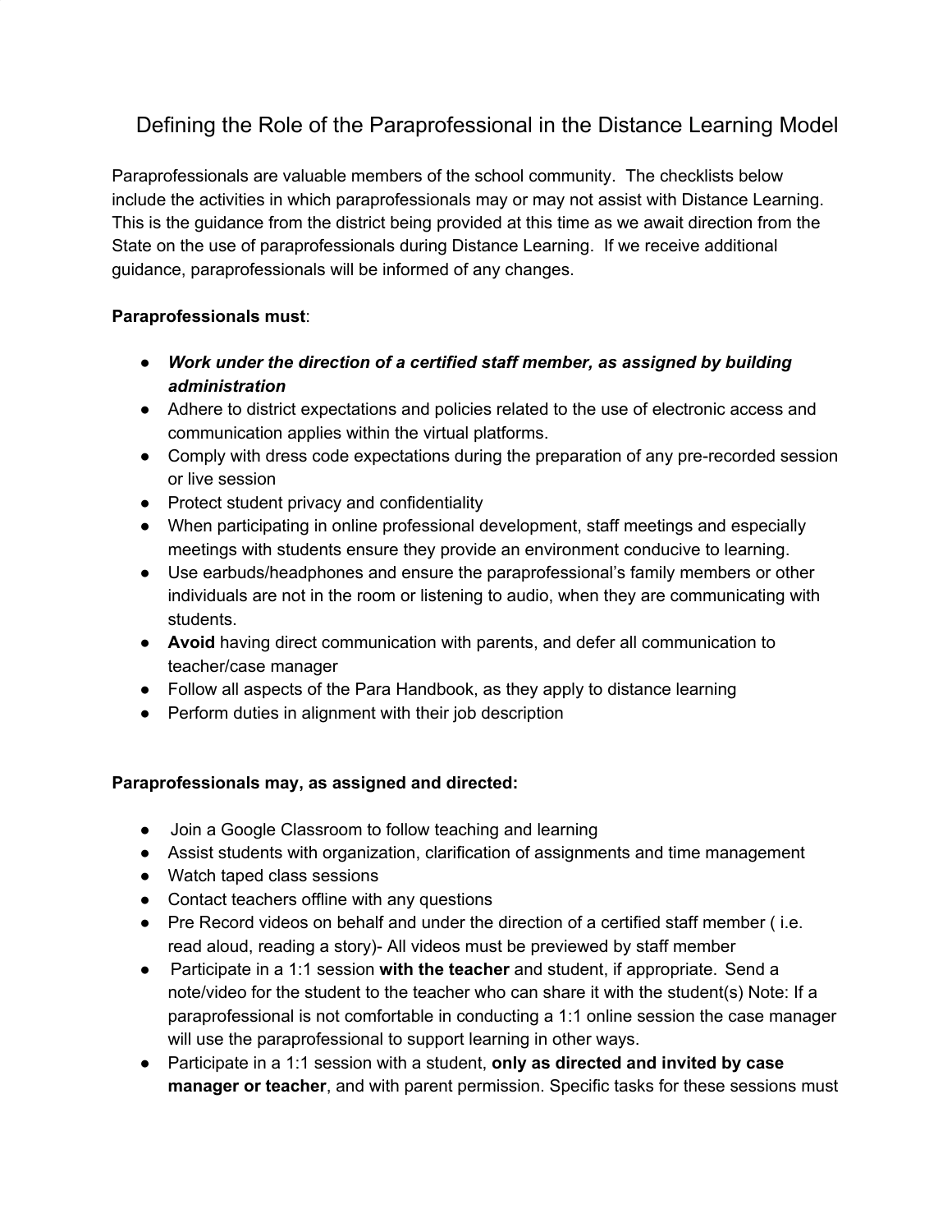# Defining the Role of the Paraprofessional in the Distance Learning Model

Paraprofessionals are valuable members of the school community. The checklists below include the activities in which paraprofessionals may or may not assist with Distance Learning. This is the guidance from the district being provided at this time as we await direction from the State on the use of paraprofessionals during Distance Learning. If we receive additional guidance, paraprofessionals will be informed of any changes.

**Paraprofessionals must**:

- ***Work under the direction of a certified staff member, as assigned by building administration***
- Adhere to district expectations and policies related to the use of electronic access and communication applies within the virtual platforms.
- Comply with dress code expectations during the preparation of any pre-recorded session or live session
- Protect student privacy and confidentiality
- When participating in online professional development, staff meetings and especially meetings with students ensure they provide an environment conducive to learning.
- Use earbuds/headphones and ensure the paraprofessional's family members or other individuals are not in the room or listening to audio, when they are communicating with students.
- **Avoid** having direct communication with parents, and defer all communication to teacher/case manager
- Follow all aspects of the Para Handbook, as they apply to distance learning
- Perform duties in alignment with their job description

**Paraprofessionals may, as assigned and directed:**

- Join a Google Classroom to follow teaching and learning
- Assist students with organization, clarification of assignments and time management
- Watch taped class sessions
- Contact teachers offline with any questions
- Pre Record videos on behalf and under the direction of a certified staff member ( i.e. read aloud, reading a story)- All videos must be previewed by staff member
- Participate in a 1:1 session **with the teacher** and student, if appropriate. Send a note/video for the student to the teacher who can share it with the student(s) Note: If a paraprofessional is not comfortable in conducting a 1:1 online session the case manager will use the paraprofessional to support learning in other ways.
- Participate in a 1:1 session with a student, **only as directed and invited by case manager or teacher**, and with parent permission. Specific tasks for these sessions must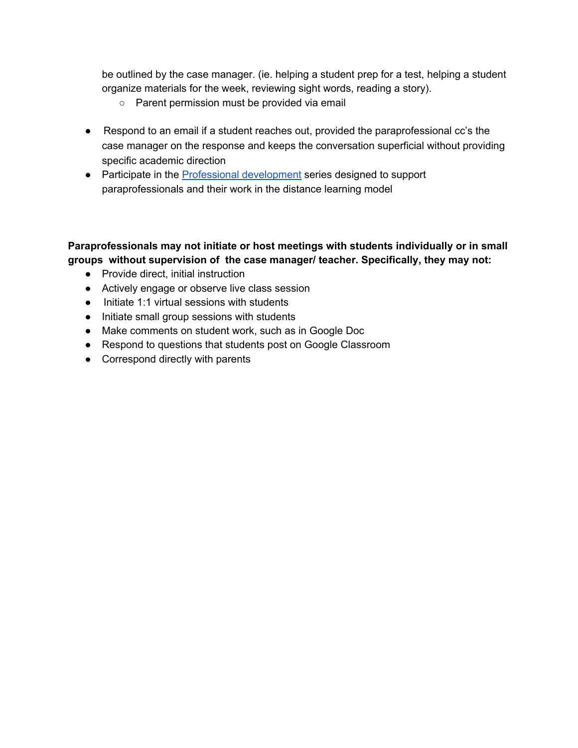be outlined by the case manager. (ie. helping a student prep for a test, helping a student organize materials for the week, reviewing sight words, reading a story).
    - Parent permission must be provided via email

- Respond to an email if a student reaches out, provided the paraprofessional cc's the case manager on the response and keeps the conversation superficial without providing specific academic direction
- Participate in the Professional development series designed to support paraprofessionals and their work in the distance learning model

**Paraprofessionals may not initiate or host meetings with students individually or in small groups without supervision of the case manager/ teacher. Specifically, they may not:**

- Provide direct, initial instruction
- Actively engage or observe live class session
- Initiate 1:1 virtual sessions with students
- Initiate small group sessions with students
- Make comments on student work, such as in Google Doc
- Respond to questions that students post on Google Classroom
- Correspond directly with parents